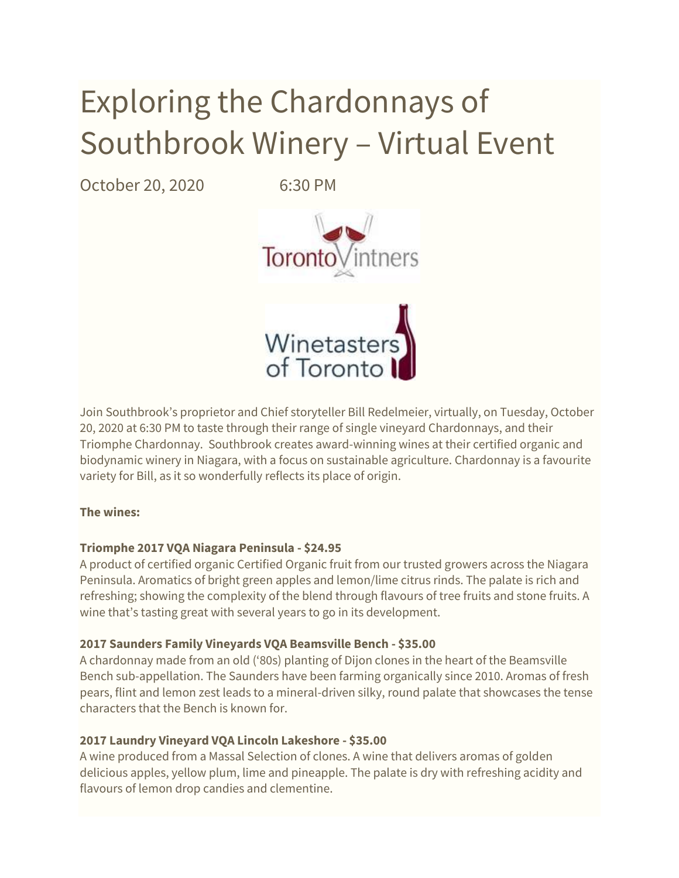# Exploring the Chardonnays of Southbrook Winery – Virtual Event

October 20, 2020 6:30 PM

Toronto Vintners

Winetasters of Toronto

Join Southbrook's proprietor and Chief storyteller Bill Redelmeier, virtually, on Tuesday, October 20, 2020 at 6:30 PM to taste through their range of single vineyard Chardonnays, and their Triomphe Chardonnay. Southbrook creates award-winning wines at their certified organic and biodynamic winery in Niagara, with a focus on sustainable agriculture. Chardonnay is a favourite variety for Bill, as it so wonderfully reflects its place of origin.

**The wines:**

**Triomphe 2017 VQA Niagara Peninsula - $24.95**
A product of certified organic Certified Organic fruit from our trusted growers across the Niagara Peninsula. Aromatics of bright green apples and lemon/lime citrus rinds. The palate is rich and refreshing; showing the complexity of the blend through flavours of tree fruits and stone fruits. A wine that's tasting great with several years to go in its development.

**2017 Saunders Family Vineyards VQA Beamsville Bench - $35.00**
A chardonnay made from an old ('80s) planting of Dijon clones in the heart of the Beamsville Bench sub-appellation. The Saunders have been farming organically since 2010. Aromas of fresh pears, flint and lemon zest leads to a mineral-driven silky, round palate that showcases the tense characters that the Bench is known for.

**2017 Laundry Vineyard VQA Lincoln Lakeshore - $35.00**
A wine produced from a Massal Selection of clones. A wine that delivers aromas of golden delicious apples, yellow plum, lime and pineapple. The palate is dry with refreshing acidity and flavours of lemon drop candies and clementine.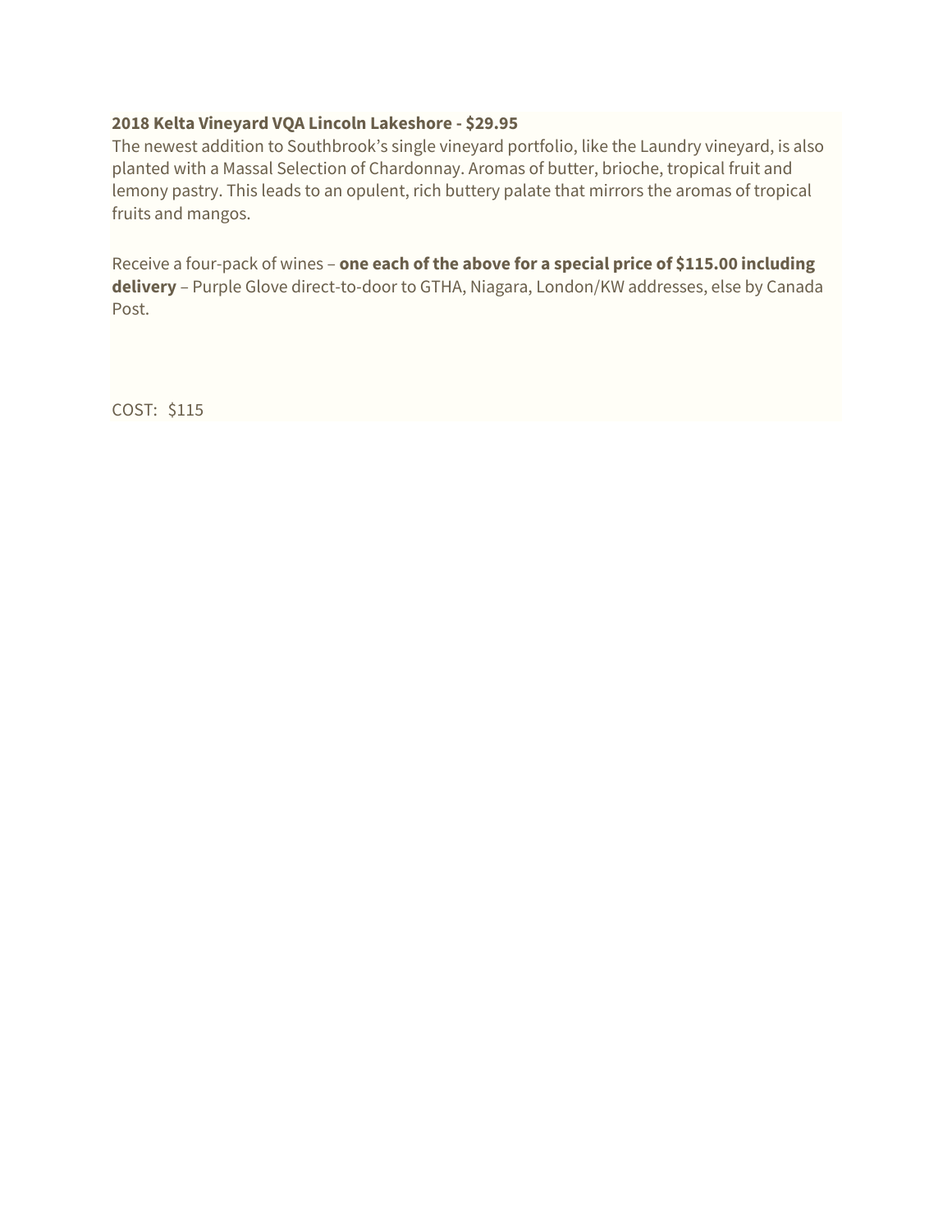**2018 Kelta Vineyard VQA Lincoln Lakeshore - $29.95**
The newest addition to Southbrook's single vineyard portfolio, like the Laundry vineyard, is also planted with a Massal Selection of Chardonnay. Aromas of butter, brioche, tropical fruit and lemony pastry. This leads to an opulent, rich buttery palate that mirrors the aromas of tropical fruits and mangos.

Receive a four-pack of wines – **one each of the above for a special price of $115.00 including delivery** – Purple Glove direct-to-door to GTHA, Niagara, London/KW addresses, else by Canada Post.

COST: $115